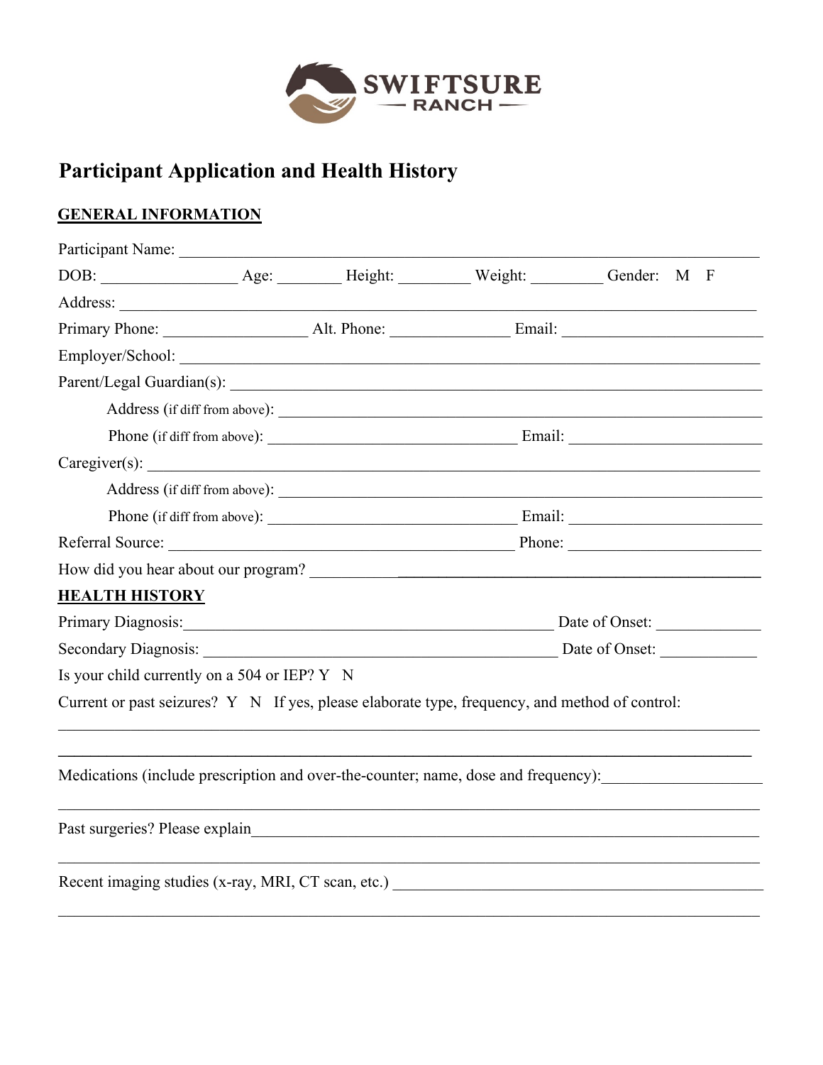SWIFTSURE
— RANCH —

# Participant Application and Health History

## GENERAL INFORMATION

Participant Name: ______________________________________________________________________

DOB: ________________ Age: ________ Height: _________ Weight: _________ Gender: M F

Address: _____________________________________________________________________________

Primary Phone: _________________ Alt. Phone: ______________ Email: ________________________

Employer/School: ______________________________________________________________________

Parent/Legal Guardian(s): _______________________________________________________________

Address (if diff from above): _________________________________________________________

Phone (if diff from above): ______________________________ Email: _______________________

Caregiver(s): __________________________________________________________________________

Address (if diff from above): _________________________________________________________

Phone (if diff from above): ______________________________ Email: _______________________

Referral Source: __________________________________________ Phone: _______________________

How did you hear about our program? ______________________________________________________

## HEALTH HISTORY

Primary Diagnosis:_______________________________________________ Date of Onset: ____________

Secondary Diagnosis: ____________________________________________ Date of Onset: ___________

Is your child currently on a 504 or IEP? Y N

Current or past seizures? Y N If yes, please elaborate type, frequency, and method of control:

_____________________________________________________________________________________

_____________________________________________________________________________________

Medications (include prescription and over-the-counter; name, dose and frequency):___________________

_____________________________________________________________________________________

Past surgeries? Please explain_________________________________________________________________

_____________________________________________________________________________________

Recent imaging studies (x-ray, MRI, CT scan, etc.) _____________________________________________

_____________________________________________________________________________________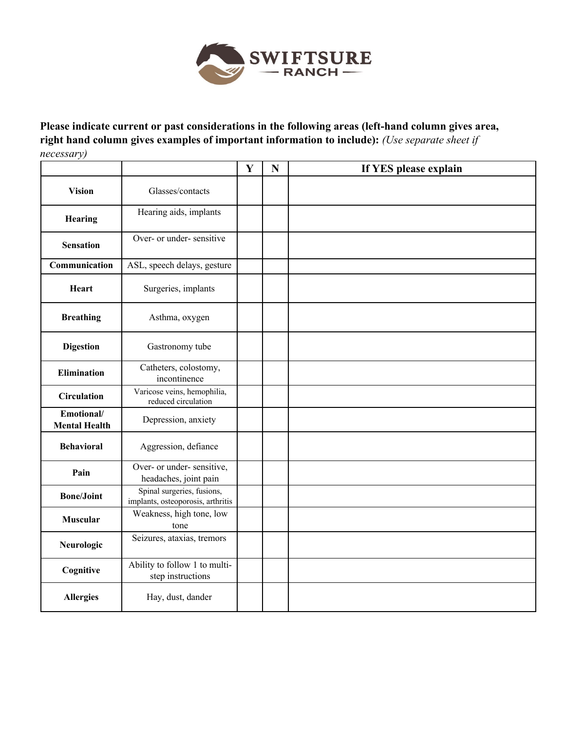Please indicate current or past considerations in the following areas (left-hand column gives area, right hand column gives examples of important information to include): *(Use separate sheet if necessary)*

| | | Y | N | If YES please explain |
|---|---|---|---|---|
| **Vision** | Glasses/contacts | | | |
| **Hearing** | Hearing aids, implants | | | |
| **Sensation** | Over- or under- sensitive | | | |
| **Communication** | ASL, speech delays, gesture | | | |
| **Heart** | Surgeries, implants | | | |
| **Breathing** | Asthma, oxygen | | | |
| **Digestion** | Gastronomy tube | | | |
| **Elimination** | Catheters, colostomy, incontinence | | | |
| **Circulation** | Varicose veins, hemophilia, reduced circulation | | | |
| **Emotional/ Mental Health** | Depression, anxiety | | | |
| **Behavioral** | Aggression, defiance | | | |
| **Pain** | Over- or under- sensitive, headaches, joint pain | | | |
| **Bone/Joint** | Spinal surgeries, fusions, implants, osteoporosis, arthritis | | | |
| **Muscular** | Weakness, high tone, low tone | | | |
| **Neurologic** | Seizures, ataxias, tremors | | | |
| **Cognitive** | Ability to follow 1 to multi-step instructions | | | |
| **Allergies** | Hay, dust, dander | | | |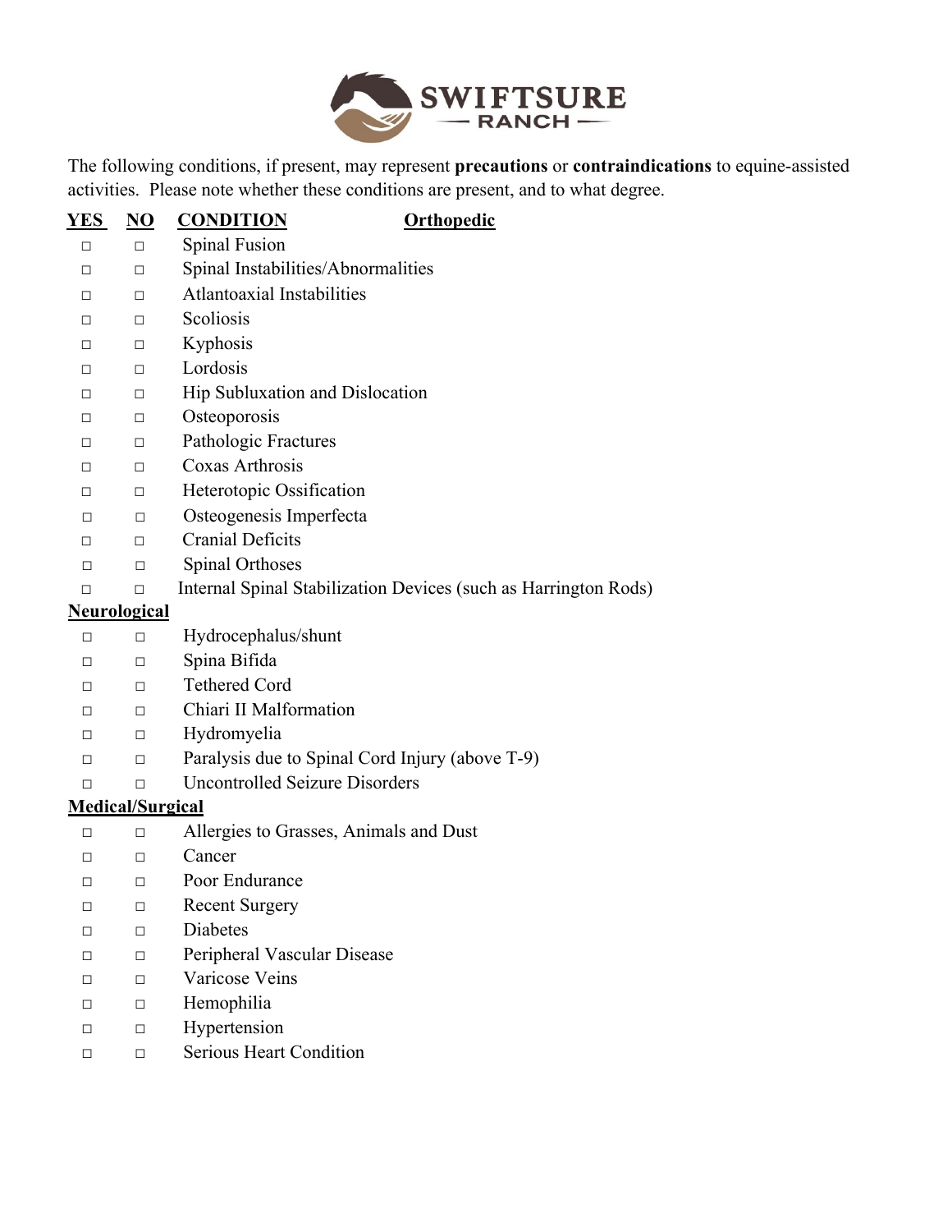SWIFTSURE — RANCH —

The following conditions, if present, may represent **precautions** or **contraindications** to equine-assisted activities. Please note whether these conditions are present, and to what degree.

| YES | NO | CONDITION |
|---|---|---|
| | | **Orthopedic** |
| □ | □ | Spinal Fusion |
| □ | □ | Spinal Instabilities/Abnormalities |
| □ | □ | Atlantoaxial Instabilities |
| □ | □ | Scoliosis |
| □ | □ | Kyphosis |
| □ | □ | Lordosis |
| □ | □ | Hip Subluxation and Dislocation |
| □ | □ | Osteoporosis |
| □ | □ | Pathologic Fractures |
| □ | □ | Coxas Arthrosis |
| □ | □ | Heterotopic Ossification |
| □ | □ | Osteogenesis Imperfecta |
| □ | □ | Cranial Deficits |
| □ | □ | Spinal Orthoses |
| □ | □ | Internal Spinal Stabilization Devices (such as Harrington Rods) |
| | | **Neurological** |
| □ | □ | Hydrocephalus/shunt |
| □ | □ | Spina Bifida |
| □ | □ | Tethered Cord |
| □ | □ | Chiari II Malformation |
| □ | □ | Hydromyelia |
| □ | □ | Paralysis due to Spinal Cord Injury (above T-9) |
| □ | □ | Uncontrolled Seizure Disorders |
| | | **Medical/Surgical** |
| □ | □ | Allergies to Grasses, Animals and Dust |
| □ | □ | Cancer |
| □ | □ | Poor Endurance |
| □ | □ | Recent Surgery |
| □ | □ | Diabetes |
| □ | □ | Peripheral Vascular Disease |
| □ | □ | Varicose Veins |
| □ | □ | Hemophilia |
| □ | □ | Hypertension |
| □ | □ | Serious Heart Condition |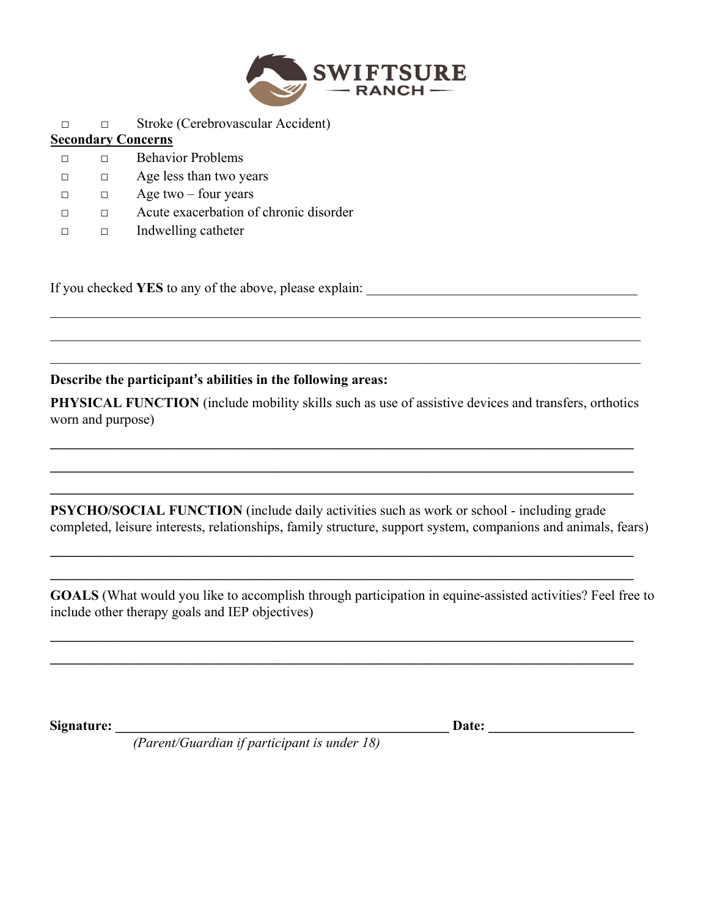SWIFTSURE
— RANCH —

| | | |
|---|---|---|
| □ | □ | Stroke (Cerebrovascular Accident) |

**<u>Secondary Concerns</u>**

| | | |
|---|---|---|
| □ | □ | Behavior Problems |
| □ | □ | Age less than two years |
| □ | □ | Age two – four years |
| □ | □ | Acute exacerbation of chronic disorder |
| □ | □ | Indwelling catheter |

If you checked **YES** to any of the above, please explain: ________________________________________

_____________________________________________________________________________________

_____________________________________________________________________________________

_____________________________________________________________________________________

**Describe the participant's abilities in the following areas:**

**PHYSICAL FUNCTION** (include mobility skills such as use of assistive devices and transfers, orthotics worn and purpose)

_____________________________________________________________________________________

_____________________________________________________________________________________

_____________________________________________________________________________________

**PSYCHO/SOCIAL FUNCTION** (include daily activities such as work or school - including grade completed, leisure interests, relationships, family structure, support system, companions and animals, fears)

_____________________________________________________________________________________

_____________________________________________________________________________________

**GOALS** (What would you like to accomplish through participation in equine-assisted activities? Feel free to include other therapy goals and IEP objectives)

_____________________________________________________________________________________

_____________________________________________________________________________________

**Signature: _________________________________________________ Date: _____________________**

*(Parent/Guardian if participant is under 18)*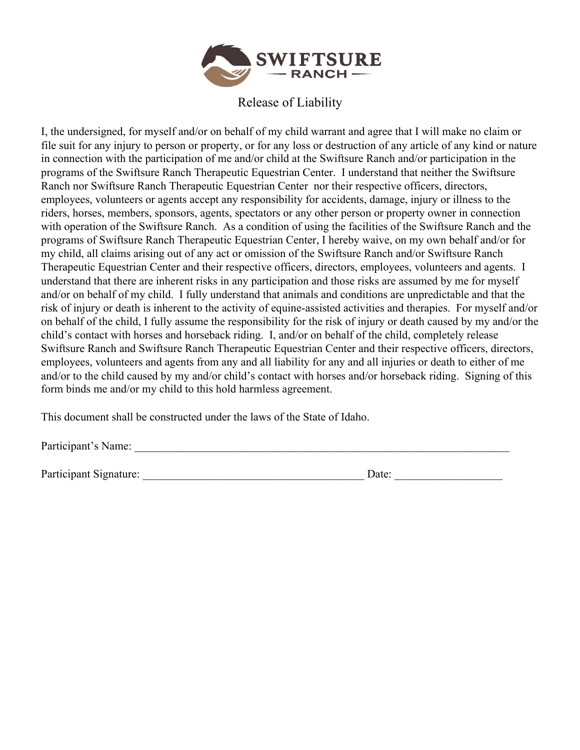# SWIFTSURE RANCH

## Release of Liability

I, the undersigned, for myself and/or on behalf of my child warrant and agree that I will make no claim or file suit for any injury to person or property, or for any loss or destruction of any article of any kind or nature in connection with the participation of me and/or child at the Swiftsure Ranch and/or participation in the programs of the Swiftsure Ranch Therapeutic Equestrian Center. I understand that neither the Swiftsure Ranch nor Swiftsure Ranch Therapeutic Equestrian Center nor their respective officers, directors, employees, volunteers or agents accept any responsibility for accidents, damage, injury or illness to the riders, horses, members, sponsors, agents, spectators or any other person or property owner in connection with operation of the Swiftsure Ranch. As a condition of using the facilities of the Swiftsure Ranch and the programs of Swiftsure Ranch Therapeutic Equestrian Center, I hereby waive, on my own behalf and/or for my child, all claims arising out of any act or omission of the Swiftsure Ranch and/or Swiftsure Ranch Therapeutic Equestrian Center and their respective officers, directors, employees, volunteers and agents. I understand that there are inherent risks in any participation and those risks are assumed by me for myself and/or on behalf of my child. I fully understand that animals and conditions are unpredictable and that the risk of injury or death is inherent to the activity of equine-assisted activities and therapies. For myself and/or on behalf of the child, I fully assume the responsibility for the risk of injury or death caused by my and/or the child's contact with horses and horseback riding. I, and/or on behalf of the child, completely release Swiftsure Ranch and Swiftsure Ranch Therapeutic Equestrian Center and their respective officers, directors, employees, volunteers and agents from any and all liability for any and all injuries or death to either of me and/or to the child caused by my and/or child's contact with horses and/or horseback riding. Signing of this form binds me and/or my child to this hold harmless agreement.

This document shall be constructed under the laws of the State of Idaho.

Participant's Name: ______________________________________________________________________

Participant Signature: ________________________________________ Date: ___________________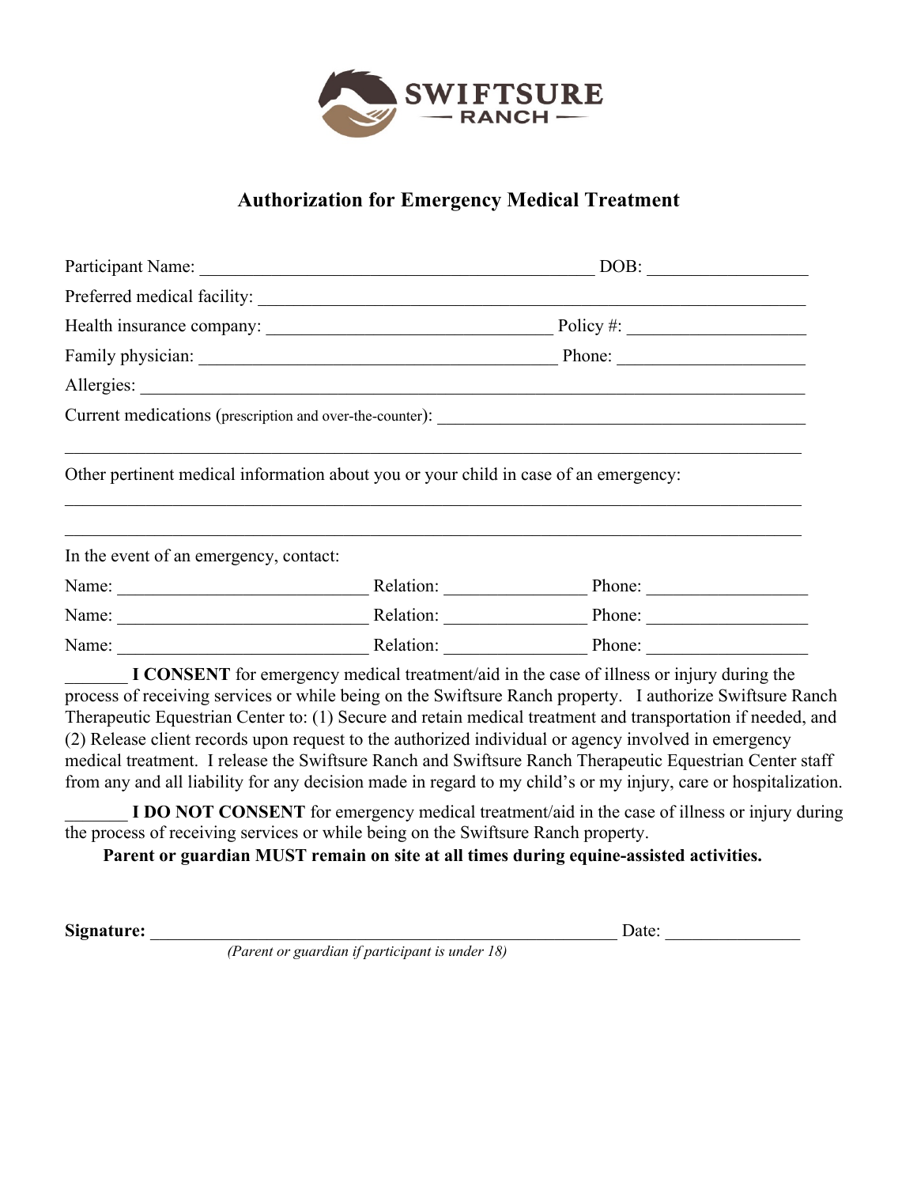SWIFTSURE
— RANCH —

# Authorization for Emergency Medical Treatment

Participant Name: _____________________________________________ DOB: _________________

Preferred medical facility: _____________________________________________________________

Health insurance company: ________________________________ Policy #: ____________________

Family physician: _________________________________________ Phone: ____________________

Allergies: _______________________________________________________________________

Current medications (prescription and over-the-counter): __________________________________________

_________________________________________________________________________________

Other pertinent medical information about you or your child in case of an emergency:

_________________________________________________________________________________

_________________________________________________________________________________

In the event of an emergency, contact:

Name: ____________________________ Relation: _______________ Phone: _________________

Name: ____________________________ Relation: _______________ Phone: _________________

Name: ____________________________ Relation: _______________ Phone: _________________

_______ **I CONSENT** for emergency medical treatment/aid in the case of illness or injury during the process of receiving services or while being on the Swiftsure Ranch property. I authorize Swiftsure Ranch Therapeutic Equestrian Center to: (1) Secure and retain medical treatment and transportation if needed, and (2) Release client records upon request to the authorized individual or agency involved in emergency medical treatment. I release the Swiftsure Ranch and Swiftsure Ranch Therapeutic Equestrian Center staff from any and all liability for any decision made in regard to my child's or my injury, care or hospitalization.

_______ **I DO NOT CONSENT** for emergency medical treatment/aid in the case of illness or injury during the process of receiving services or while being on the Swiftsure Ranch property.

**Parent or guardian MUST remain on site at all times during equine-assisted activities.**

**Signature:** _____________________________________________________ Date: _______________

*(Parent or guardian if participant is under 18)*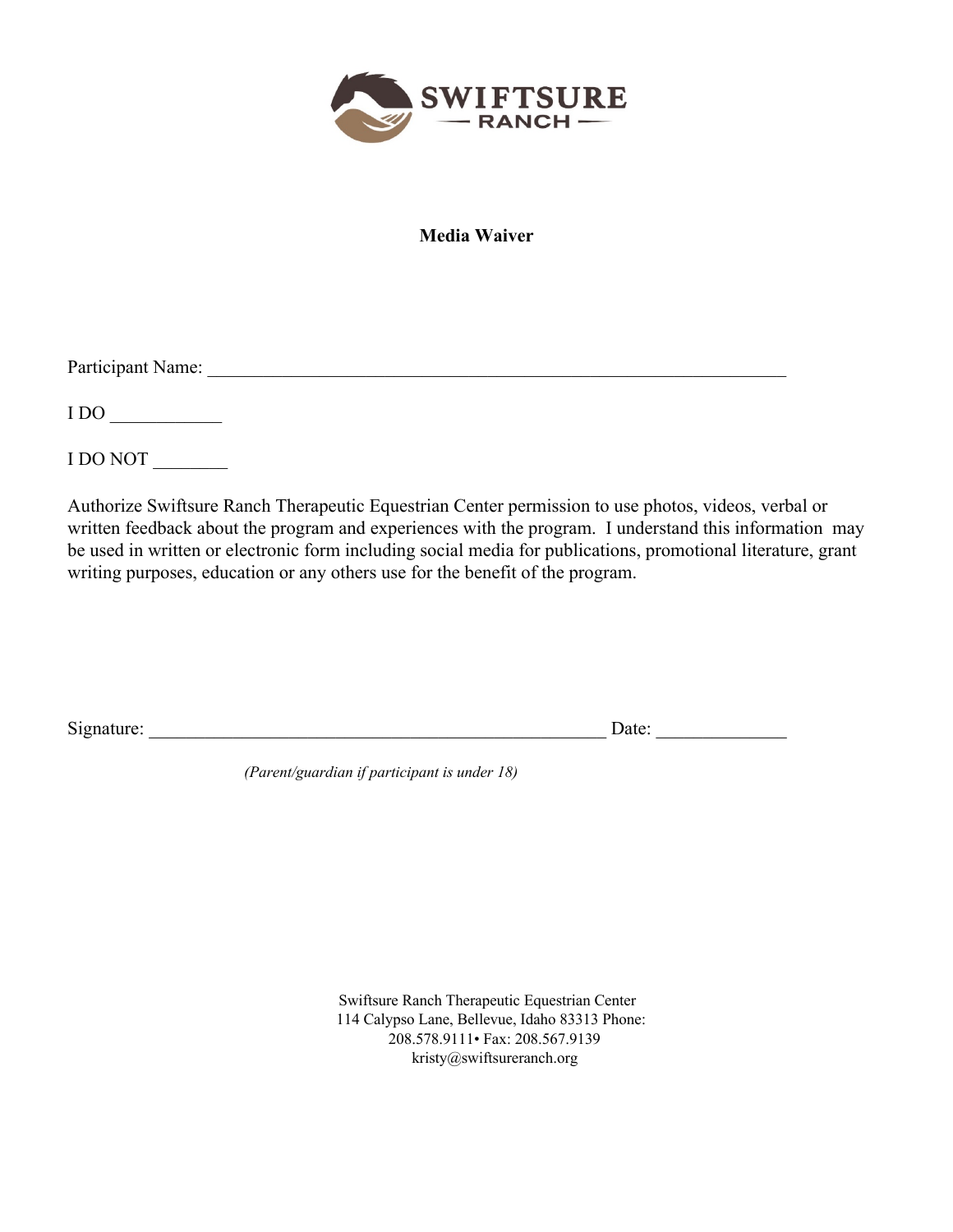SWIFTSURE
— RANCH —

**Media Waiver**

Participant Name: ______________________________________________________________

I DO ____________

I DO NOT ________

Authorize Swiftsure Ranch Therapeutic Equestrian Center permission to use photos, videos, verbal or written feedback about the program and experiences with the program. I understand this information may be used in written or electronic form including social media for publications, promotional literature, grant writing purposes, education or any others use for the benefit of the program.

Signature: __________________________________________________ Date: ______________

*(Parent/guardian if participant is under 18)*

Swiftsure Ranch Therapeutic Equestrian Center
114 Calypso Lane, Bellevue, Idaho 83313 Phone:
208.578.9111• Fax: 208.567.9139
kristy@swiftsureranch.org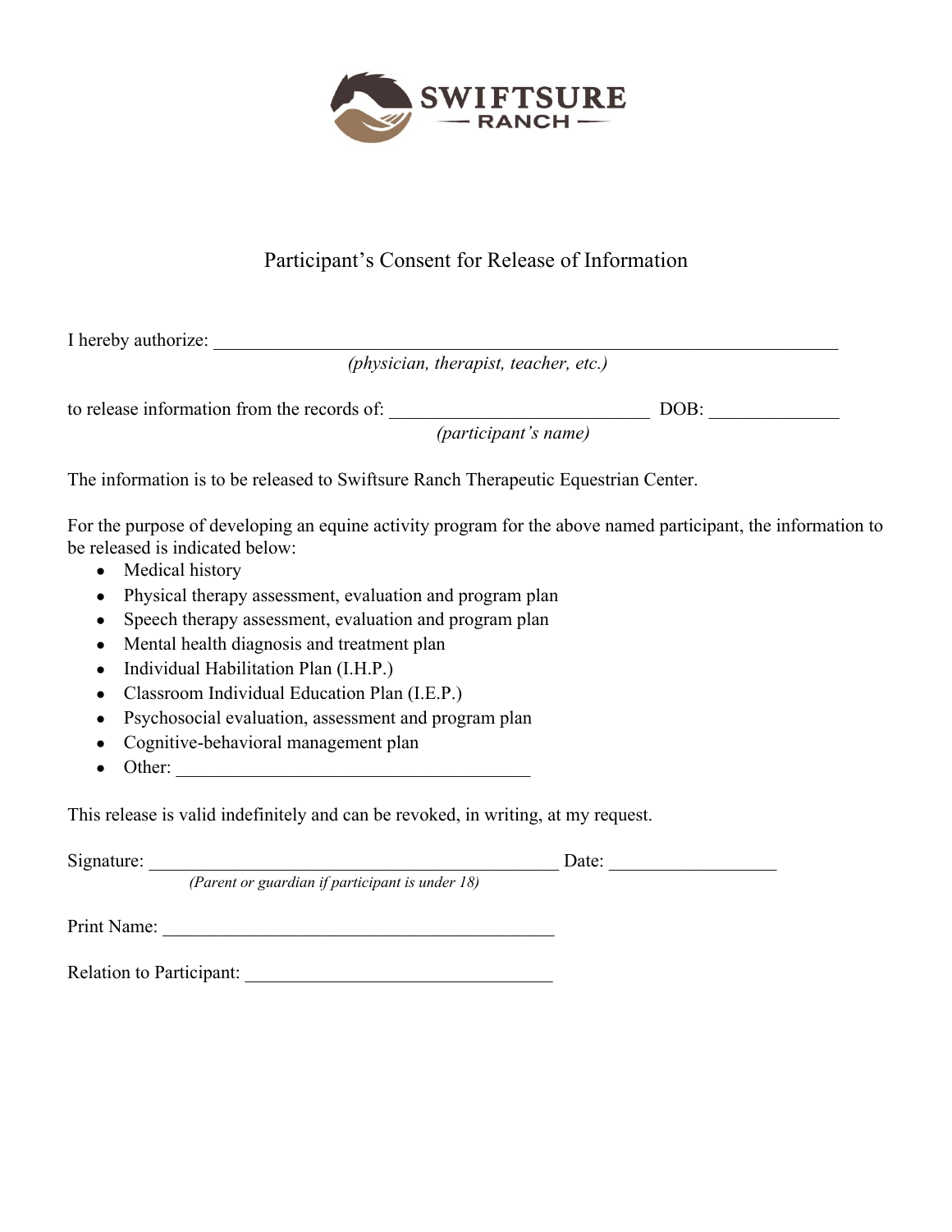SWIFTSURE
— RANCH —

# Participant's Consent for Release of Information

I hereby authorize: ______________________________________________________________________
*(physician, therapist, teacher, etc.)*

to release information from the records of: ____________________________ DOB: ______________
*(participant's name)*

The information is to be released to Swiftsure Ranch Therapeutic Equestrian Center.

For the purpose of developing an equine activity program for the above named participant, the information to be released is indicated below:

- Medical history
- Physical therapy assessment, evaluation and program plan
- Speech therapy assessment, evaluation and program plan
- Mental health diagnosis and treatment plan
- Individual Habilitation Plan (I.H.P.)
- Classroom Individual Education Plan (I.E.P.)
- Psychosocial evaluation, assessment and program plan
- Cognitive-behavioral management plan
- Other: _______________________________________

This release is valid indefinitely and can be revoked, in writing, at my request.

Signature: _____________________________________________ Date: __________________
*(Parent or guardian if participant is under 18)*

Print Name: ___________________________________________

Relation to Participant: __________________________________